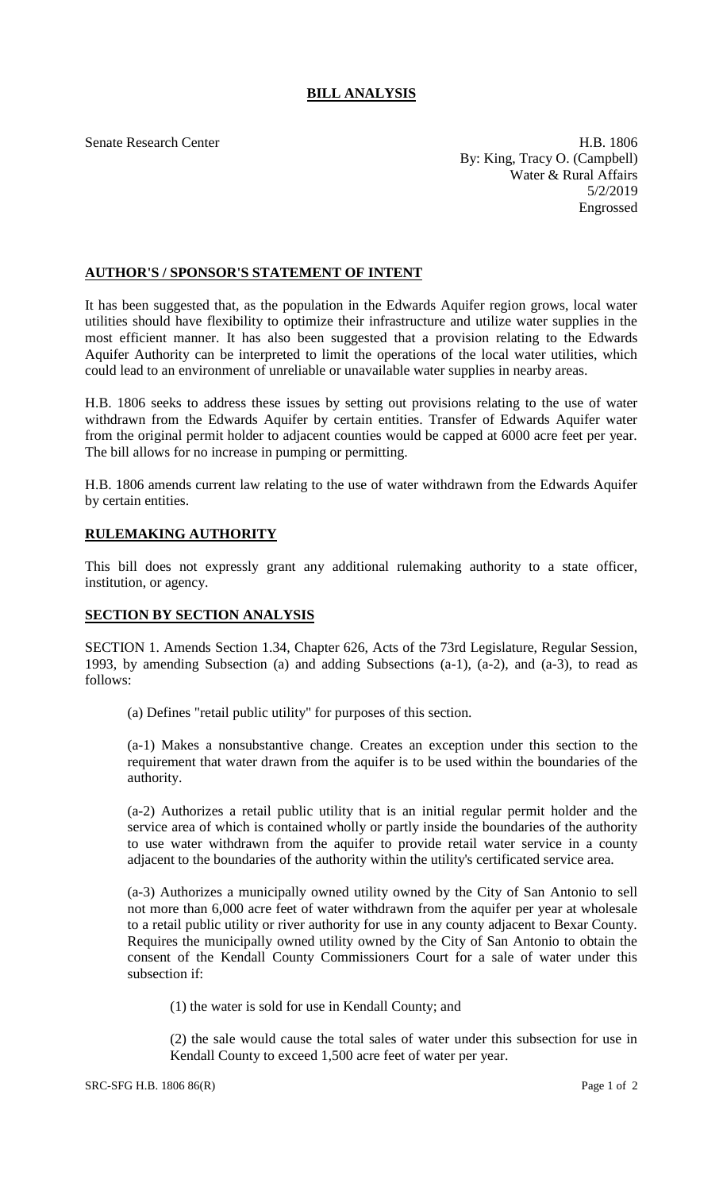# BILL ANALYSIS

Senate Research Center

H.B. 1806
By: King, Tracy O. (Campbell)
Water & Rural Affairs
5/2/2019
Engrossed

## AUTHOR'S / SPONSOR'S STATEMENT OF INTENT

It has been suggested that, as the population in the Edwards Aquifer region grows, local water utilities should have flexibility to optimize their infrastructure and utilize water supplies in the most efficient manner. It has also been suggested that a provision relating to the Edwards Aquifer Authority can be interpreted to limit the operations of the local water utilities, which could lead to an environment of unreliable or unavailable water supplies in nearby areas.

H.B. 1806 seeks to address these issues by setting out provisions relating to the use of water withdrawn from the Edwards Aquifer by certain entities. Transfer of Edwards Aquifer water from the original permit holder to adjacent counties would be capped at 6000 acre feet per year. The bill allows for no increase in pumping or permitting.

H.B. 1806 amends current law relating to the use of water withdrawn from the Edwards Aquifer by certain entities.

## RULEMAKING AUTHORITY

This bill does not expressly grant any additional rulemaking authority to a state officer, institution, or agency.

## SECTION BY SECTION ANALYSIS

SECTION 1. Amends Section 1.34, Chapter 626, Acts of the 73rd Legislature, Regular Session, 1993, by amending Subsection (a) and adding Subsections (a-1), (a-2), and (a-3), to read as follows:

(a) Defines "retail public utility" for purposes of this section.

(a-1) Makes a nonsubstantive change. Creates an exception under this section to the requirement that water drawn from the aquifer is to be used within the boundaries of the authority.

(a-2) Authorizes a retail public utility that is an initial regular permit holder and the service area of which is contained wholly or partly inside the boundaries of the authority to use water withdrawn from the aquifer to provide retail water service in a county adjacent to the boundaries of the authority within the utility's certificated service area.

(a-3) Authorizes a municipally owned utility owned by the City of San Antonio to sell not more than 6,000 acre feet of water withdrawn from the aquifer per year at wholesale to a retail public utility or river authority for use in any county adjacent to Bexar County. Requires the municipally owned utility owned by the City of San Antonio to obtain the consent of the Kendall County Commissioners Court for a sale of water under this subsection if:

(1) the water is sold for use in Kendall County; and

(2) the sale would cause the total sales of water under this subsection for use in Kendall County to exceed 1,500 acre feet of water per year.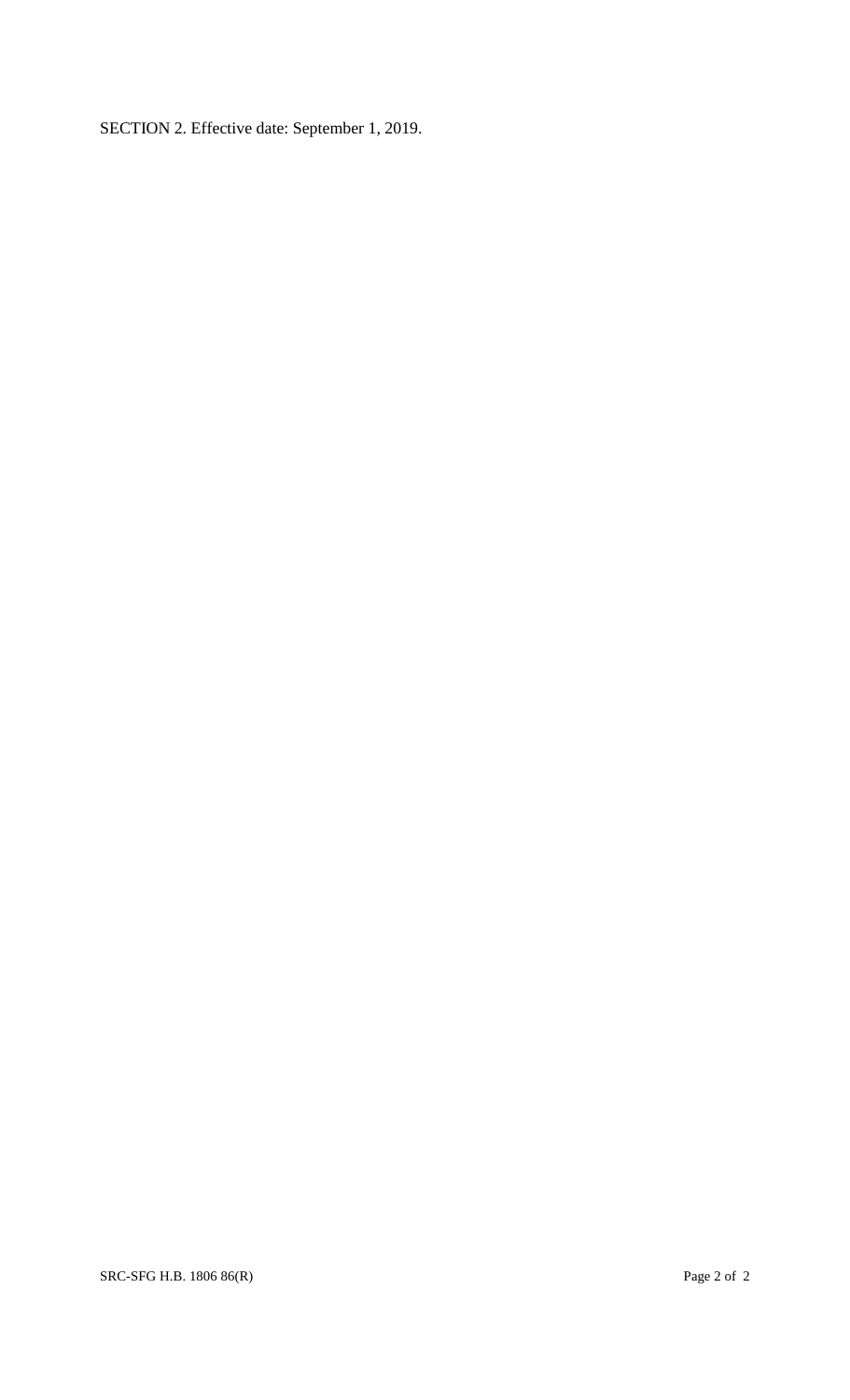SECTION 2. Effective date: September 1, 2019.